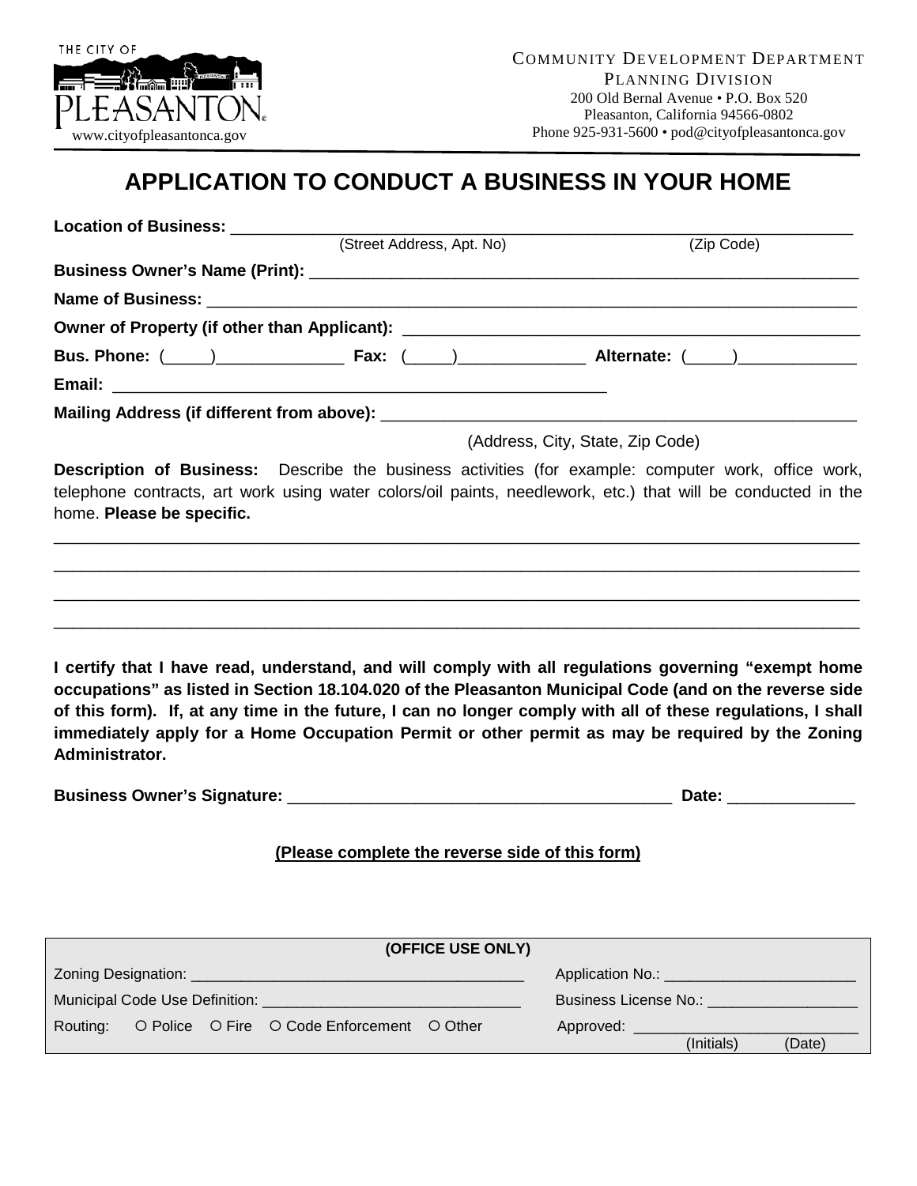THE CITY OF PLEASANTON
www.cityofpleasantonca.gov

COMMUNITY DEVELOPMENT DEPARTMENT
PLANNING DIVISION
200 Old Bernal Avenue • P.O. Box 520
Pleasanton, California 94566-0802
Phone 925-931-5600 • pod@cityofpleasantonca.gov

# APPLICATION TO CONDUCT A BUSINESS IN YOUR HOME

**Location of Business:** ______________________________________________________________
(Street Address, Apt. No) (Zip Code)

**Business Owner's Name (Print):** ______________________________________________________

**Name of Business:** _________________________________________________________________

**Owner of Property (if other than Applicant):** ________________________________________

**Bus. Phone:** (_____)______________ **Fax:** (_____)______________ **Alternate:** (_____)_____________

**Email:** ________________________________________________________

**Mailing Address (if different from above):** ________________________________________
(Address, City, State, Zip Code)

**Description of Business:** Describe the business activities (for example: computer work, office work, telephone contracts, art work using water colors/oil paints, needlework, etc.) that will be conducted in the home. **Please be specific.**

______________________________________________________________________________________

______________________________________________________________________________________

______________________________________________________________________________________

______________________________________________________________________________________

**I certify that I have read, understand, and will comply with all regulations governing "exempt home occupations" as listed in Section 18.104.020 of the Pleasanton Municipal Code (and on the reverse side of this form). If, at any time in the future, I can no longer comply with all of these regulations, I shall immediately apply for a Home Occupation Permit or other permit as may be required by the Zoning Administrator.**

**Business Owner's Signature:** __________________________________________ **Date:** ______________

**(Please complete the reverse side of this form)**

| (OFFICE USE ONLY) | |
|---|---|
| Zoning Designation: ______________________________________ | Application No.: _______________________ |
| Municipal Code Use Definition: ______________________________ | Business License No.: __________________ |
| Routing: ○ Police ○ Fire ○ Code Enforcement ○ Other | Approved: __________________________ (Initials) (Date) |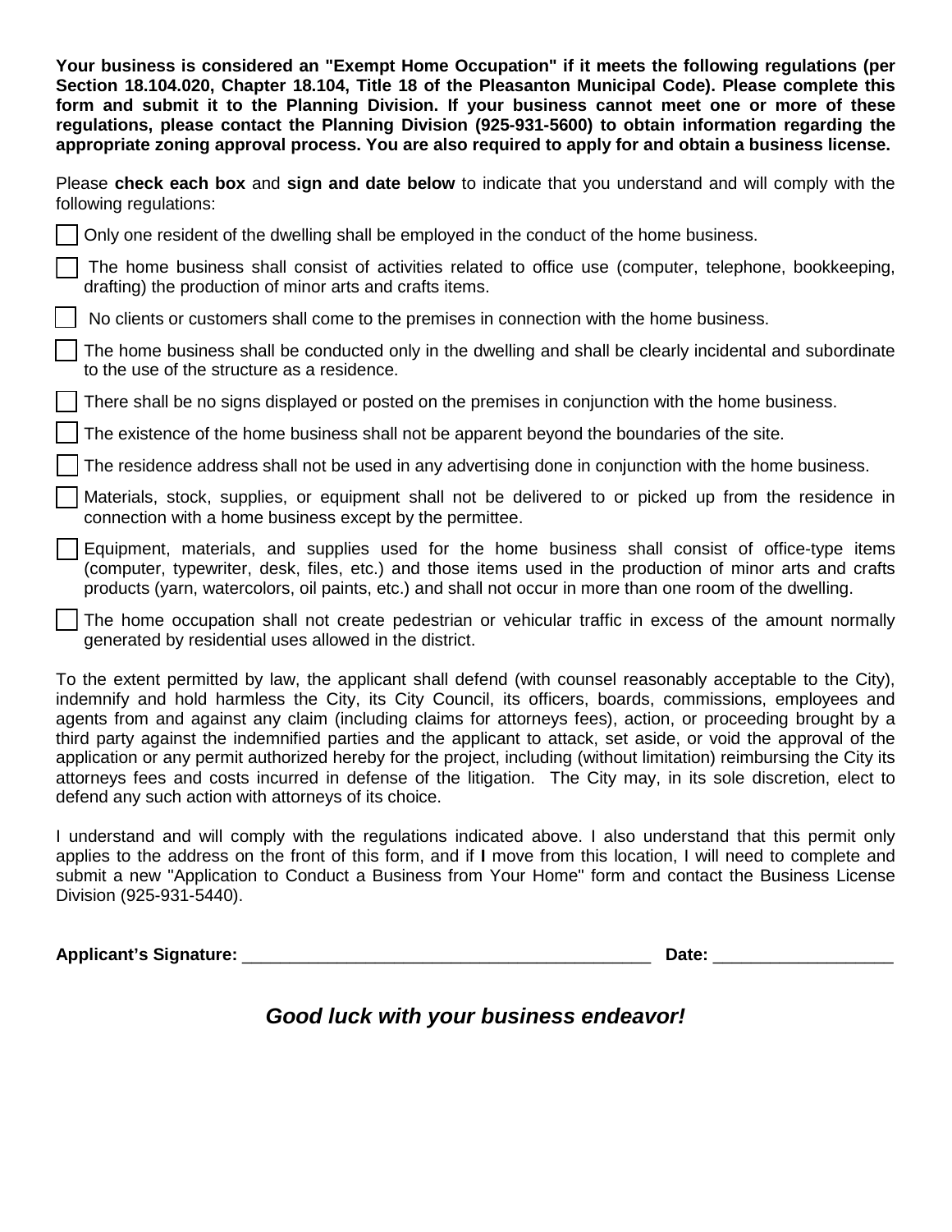**Your business is considered an "Exempt Home Occupation" if it meets the following regulations (per Section 18.104.020, Chapter 18.104, Title 18 of the Pleasanton Municipal Code). Please complete this form and submit it to the Planning Division. If your business cannot meet one or more of these regulations, please contact the Planning Division (925-931-5600) to obtain information regarding the appropriate zoning approval process. You are also required to apply for and obtain a business license.**

Please **check each box** and **sign and date below** to indicate that you understand and will comply with the following regulations:

- ☐ Only one resident of the dwelling shall be employed in the conduct of the home business.
- ☐ The home business shall consist of activities related to office use (computer, telephone, bookkeeping, drafting) the production of minor arts and crafts items.
- ☐ No clients or customers shall come to the premises in connection with the home business.
- ☐ The home business shall be conducted only in the dwelling and shall be clearly incidental and subordinate to the use of the structure as a residence.
- ☐ There shall be no signs displayed or posted on the premises in conjunction with the home business.
- ☐ The existence of the home business shall not be apparent beyond the boundaries of the site.
- ☐ The residence address shall not be used in any advertising done in conjunction with the home business.
- ☐ Materials, stock, supplies, or equipment shall not be delivered to or picked up from the residence in connection with a home business except by the permittee.
- ☐ Equipment, materials, and supplies used for the home business shall consist of office-type items (computer, typewriter, desk, files, etc.) and those items used in the production of minor arts and crafts products (yarn, watercolors, oil paints, etc.) and shall not occur in more than one room of the dwelling.
- ☐ The home occupation shall not create pedestrian or vehicular traffic in excess of the amount normally generated by residential uses allowed in the district.

To the extent permitted by law, the applicant shall defend (with counsel reasonably acceptable to the City), indemnify and hold harmless the City, its City Council, its officers, boards, commissions, employees and agents from and against any claim (including claims for attorneys fees), action, or proceeding brought by a third party against the indemnified parties and the applicant to attack, set aside, or void the approval of the application or any permit authorized hereby for the project, including (without limitation) reimbursing the City its attorneys fees and costs incurred in defense of the litigation. The City may, in its sole discretion, elect to defend any such action with attorneys of its choice.

I understand and will comply with the regulations indicated above. I also understand that this permit only applies to the address on the front of this form, and if **I** move from this location, I will need to complete and submit a new "Application to Conduct a Business from Your Home" form and contact the Business License Division (925-931-5440).

**Applicant's Signature:** ____________________________________________ **Date:** ___________________

***Good luck with your business endeavor!***